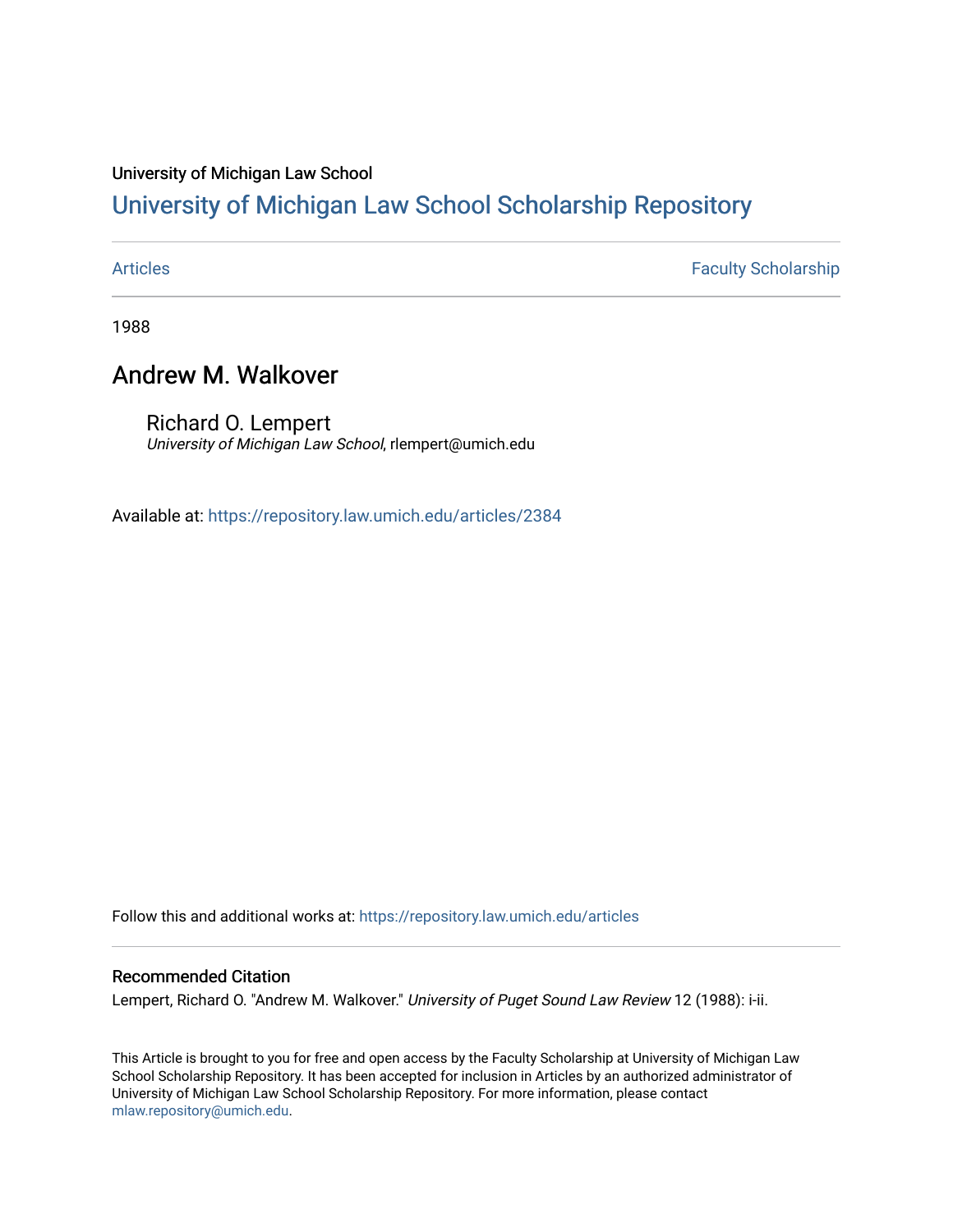University of Michigan Law School

# University of Michigan Law School Scholarship Repository

Articles | Faculty Scholarship

1988

## Andrew M. Walkover

Richard O. Lempert
*University of Michigan Law School*, rlempert@umich.edu

Available at: https://repository.law.umich.edu/articles/2384

Follow this and additional works at: https://repository.law.umich.edu/articles

### Recommended Citation

Lempert, Richard O. "Andrew M. Walkover." *University of Puget Sound Law Review* 12 (1988): i-ii.

This Article is brought to you for free and open access by the Faculty Scholarship at University of Michigan Law School Scholarship Repository. It has been accepted for inclusion in Articles by an authorized administrator of University of Michigan Law School Scholarship Repository. For more information, please contact mlaw.repository@umich.edu.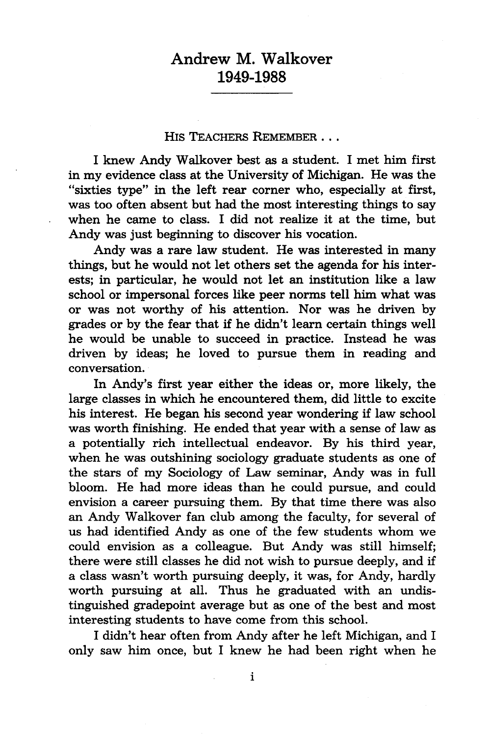# Andrew M. Walkover
# 1949-1988

### HIS TEACHERS REMEMBER . . .

I knew Andy Walkover best as a student. I met him first in my evidence class at the University of Michigan. He was the "sixties type" in the left rear corner who, especially at first, was too often absent but had the most interesting things to say when he came to class. I did not realize it at the time, but Andy was just beginning to discover his vocation.

Andy was a rare law student. He was interested in many things, but he would not let others set the agenda for his interests; in particular, he would not let an institution like a law school or impersonal forces like peer norms tell him what was or was not worthy of his attention. Nor was he driven by grades or by the fear that if he didn't learn certain things well he would be unable to succeed in practice. Instead he was driven by ideas; he loved to pursue them in reading and conversation.

In Andy's first year either the ideas or, more likely, the large classes in which he encountered them, did little to excite his interest. He began his second year wondering if law school was worth finishing. He ended that year with a sense of law as a potentially rich intellectual endeavor. By his third year, when he was outshining sociology graduate students as one of the stars of my Sociology of Law seminar, Andy was in full bloom. He had more ideas than he could pursue, and could envision a career pursuing them. By that time there was also an Andy Walkover fan club among the faculty, for several of us had identified Andy as one of the few students whom we could envision as a colleague. But Andy was still himself; there were still classes he did not wish to pursue deeply, and if a class wasn't worth pursuing deeply, it was, for Andy, hardly worth pursuing at all. Thus he graduated with an undistinguished gradepoint average but as one of the best and most interesting students to have come from this school.

I didn't hear often from Andy after he left Michigan, and I only saw him once, but I knew he had been right when he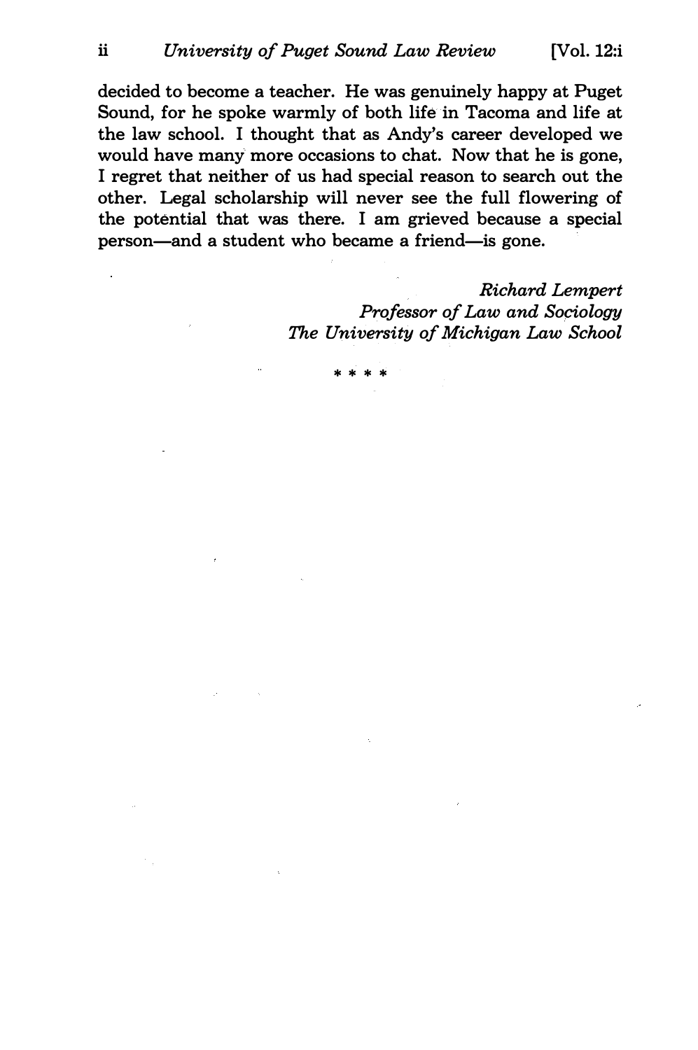decided to become a teacher. He was genuinely happy at Puget Sound, for he spoke warmly of both life in Tacoma and life at the law school. I thought that as Andy's career developed we would have many more occasions to chat. Now that he is gone, I regret that neither of us had special reason to search out the other. Legal scholarship will never see the full flowering of the potential that was there. I am grieved because a special person—and a student who became a friend—is gone.

*Richard Lempert*
*Professor of Law and Sociology*
*The University of Michigan Law School*

* * * *